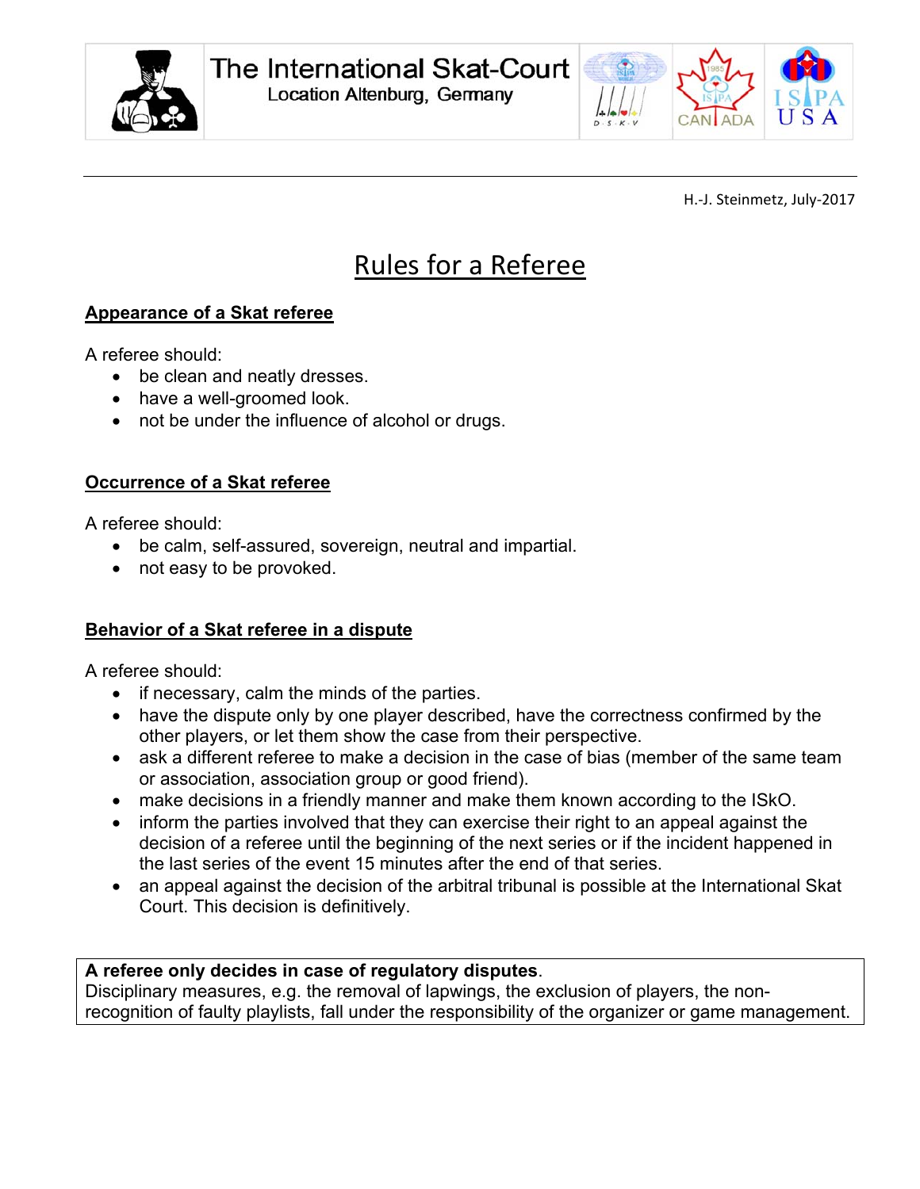The International Skat-Court
Location Altenburg, Germany

H.-J. Steinmetz, July-2017

# Rules for a Referee

## Appearance of a Skat referee

A referee should:

- be clean and neatly dresses.
- have a well-groomed look.
- not be under the influence of alcohol or drugs.

## Occurrence of a Skat referee

A referee should:

- be calm, self-assured, sovereign, neutral and impartial.
- not easy to be provoked.

## Behavior of a Skat referee in a dispute

A referee should:

- if necessary, calm the minds of the parties.
- have the dispute only by one player described, have the correctness confirmed by the other players, or let them show the case from their perspective.
- ask a different referee to make a decision in the case of bias (member of the same team or association, association group or good friend).
- make decisions in a friendly manner and make them known according to the ISkO.
- inform the parties involved that they can exercise their right to an appeal against the decision of a referee until the beginning of the next series or if the incident happened in the last series of the event 15 minutes after the end of that series.
- an appeal against the decision of the arbitral tribunal is possible at the International Skat Court. This decision is definitively.

**A referee only decides in case of regulatory disputes**.
Disciplinary measures, e.g. the removal of lapwings, the exclusion of players, the non-recognition of faulty playlists, fall under the responsibility of the organizer or game management.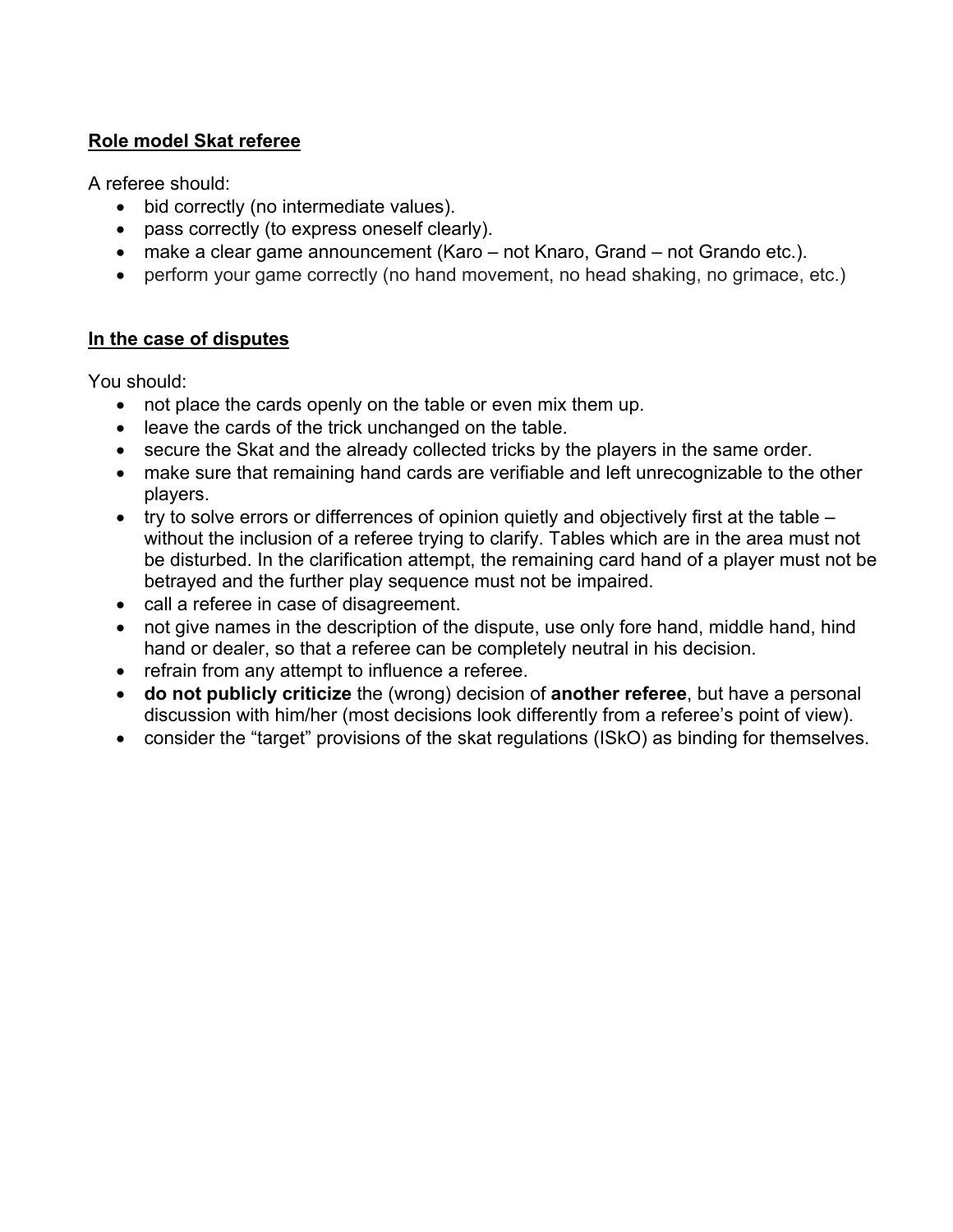**Role model Skat referee**

A referee should:

- bid correctly (no intermediate values).
- pass correctly (to express oneself clearly).
- make a clear game announcement (Karo – not Knaro, Grand – not Grando etc.).
- perform your game correctly (no hand movement, no head shaking, no grimace, etc.)

**In the case of disputes**

You should:

- not place the cards openly on the table or even mix them up.
- leave the cards of the trick unchanged on the table.
- secure the Skat and the already collected tricks by the players in the same order.
- make sure that remaining hand cards are verifiable and left unrecognizable to the other players.
- try to solve errors or differrences of opinion quietly and objectively first at the table – without the inclusion of a referee trying to clarify. Tables which are in the area must not be disturbed. In the clarification attempt, the remaining card hand of a player must not be betrayed and the further play sequence must not be impaired.
- call a referee in case of disagreement.
- not give names in the description of the dispute, use only fore hand, middle hand, hind hand or dealer, so that a referee can be completely neutral in his decision.
- refrain from any attempt to influence a referee.
- **do not publicly criticize** the (wrong) decision of **another referee**, but have a personal discussion with him/her (most decisions look differently from a referee's point of view).
- consider the "target" provisions of the skat regulations (ISkO) as binding for themselves.